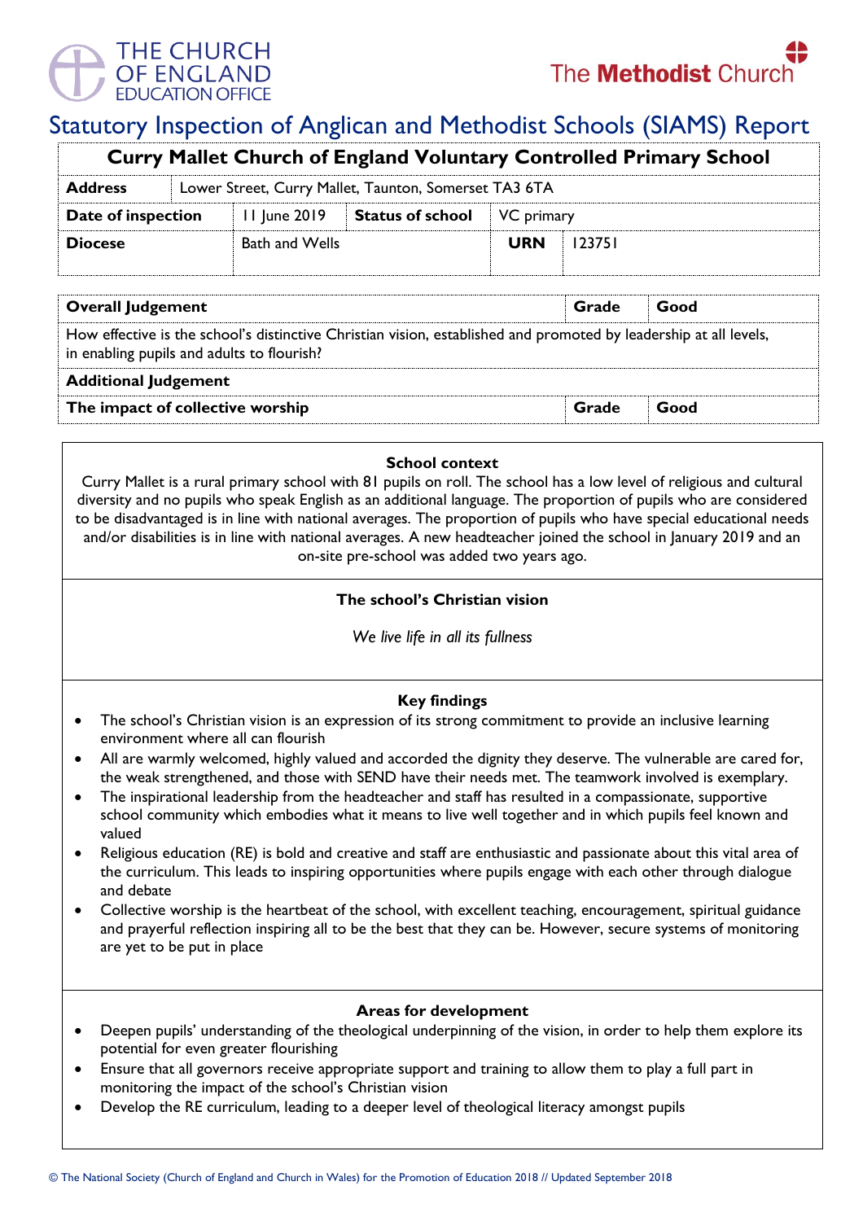THE CHURCH OF ENGLAND EDUCATION OFFICE

The Methodist Church

# Statutory Inspection of Anglican and Methodist Schools (SIAMS) Report

## Curry Mallet Church of England Voluntary Controlled Primary School

| **Address** | Lower Street, Curry Mallet, Taunton, Somerset TA3 6TA | | |
|---|---|---|---|
| **Date of inspection** | 11 June 2019 | **Status of school** | VC primary |
| **Diocese** | Bath and Wells | **URN** | 123751 |

| **Overall Judgement** | **Grade** | **Good** |
|---|---|---|
| How effective is the school's distinctive Christian vision, established and promoted by leadership at all levels, in enabling pupils and adults to flourish? | | |
| **Additional Judgement** | | |
| **The impact of collective worship** | **Grade** | **Good** |

### School context

Curry Mallet is a rural primary school with 81 pupils on roll. The school has a low level of religious and cultural diversity and no pupils who speak English as an additional language. The proportion of pupils who are considered to be disadvantaged is in line with national averages. The proportion of pupils who have special educational needs and/or disabilities is in line with national averages. A new headteacher joined the school in January 2019 and an on-site pre-school was added two years ago.

### The school's Christian vision

*We live life in all its fullness*

### Key findings

- The school's Christian vision is an expression of its strong commitment to provide an inclusive learning environment where all can flourish
- All are warmly welcomed, highly valued and accorded the dignity they deserve. The vulnerable are cared for, the weak strengthened, and those with SEND have their needs met. The teamwork involved is exemplary.
- The inspirational leadership from the headteacher and staff has resulted in a compassionate, supportive school community which embodies what it means to live well together and in which pupils feel known and valued
- Religious education (RE) is bold and creative and staff are enthusiastic and passionate about this vital area of the curriculum. This leads to inspiring opportunities where pupils engage with each other through dialogue and debate
- Collective worship is the heartbeat of the school, with excellent teaching, encouragement, spiritual guidance and prayerful reflection inspiring all to be the best that they can be. However, secure systems of monitoring are yet to be put in place

### Areas for development

- Deepen pupils' understanding of the theological underpinning of the vision, in order to help them explore its potential for even greater flourishing
- Ensure that all governors receive appropriate support and training to allow them to play a full part in monitoring the impact of the school's Christian vision
- Develop the RE curriculum, leading to a deeper level of theological literacy amongst pupils

© The National Society (Church of England and Church in Wales) for the Promotion of Education 2018 // Updated September 2018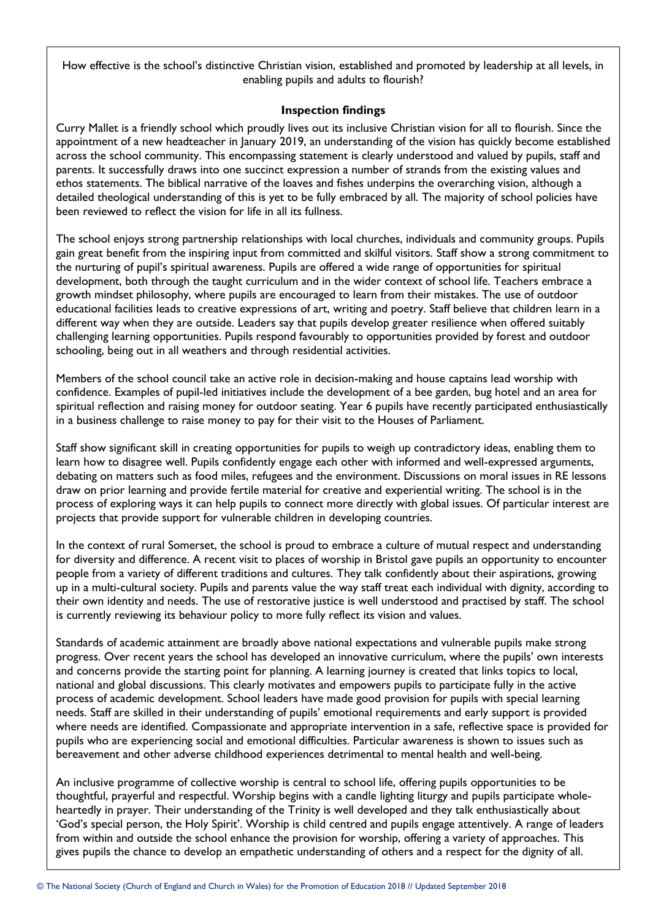How effective is the school's distinctive Christian vision, established and promoted by leadership at all levels, in enabling pupils and adults to flourish?

**Inspection findings**

Curry Mallet is a friendly school which proudly lives out its inclusive Christian vision for all to flourish. Since the appointment of a new headteacher in January 2019, an understanding of the vision has quickly become established across the school community. This encompassing statement is clearly understood and valued by pupils, staff and parents. It successfully draws into one succinct expression a number of strands from the existing values and ethos statements. The biblical narrative of the loaves and fishes underpins the overarching vision, although a detailed theological understanding of this is yet to be fully embraced by all. The majority of school policies have been reviewed to reflect the vision for life in all its fullness.

The school enjoys strong partnership relationships with local churches, individuals and community groups. Pupils gain great benefit from the inspiring input from committed and skilful visitors. Staff show a strong commitment to the nurturing of pupil's spiritual awareness. Pupils are offered a wide range of opportunities for spiritual development, both through the taught curriculum and in the wider context of school life. Teachers embrace a growth mindset philosophy, where pupils are encouraged to learn from their mistakes. The use of outdoor educational facilities leads to creative expressions of art, writing and poetry. Staff believe that children learn in a different way when they are outside. Leaders say that pupils develop greater resilience when offered suitably challenging learning opportunities. Pupils respond favourably to opportunities provided by forest and outdoor schooling, being out in all weathers and through residential activities.

Members of the school council take an active role in decision-making and house captains lead worship with confidence. Examples of pupil-led initiatives include the development of a bee garden, bug hotel and an area for spiritual reflection and raising money for outdoor seating. Year 6 pupils have recently participated enthusiastically in a business challenge to raise money to pay for their visit to the Houses of Parliament.

Staff show significant skill in creating opportunities for pupils to weigh up contradictory ideas, enabling them to learn how to disagree well. Pupils confidently engage each other with informed and well-expressed arguments, debating on matters such as food miles, refugees and the environment. Discussions on moral issues in RE lessons draw on prior learning and provide fertile material for creative and experiential writing. The school is in the process of exploring ways it can help pupils to connect more directly with global issues. Of particular interest are projects that provide support for vulnerable children in developing countries.

In the context of rural Somerset, the school is proud to embrace a culture of mutual respect and understanding for diversity and difference. A recent visit to places of worship in Bristol gave pupils an opportunity to encounter people from a variety of different traditions and cultures. They talk confidently about their aspirations, growing up in a multi-cultural society. Pupils and parents value the way staff treat each individual with dignity, according to their own identity and needs. The use of restorative justice is well understood and practised by staff. The school is currently reviewing its behaviour policy to more fully reflect its vision and values.

Standards of academic attainment are broadly above national expectations and vulnerable pupils make strong progress. Over recent years the school has developed an innovative curriculum, where the pupils' own interests and concerns provide the starting point for planning. A learning journey is created that links topics to local, national and global discussions. This clearly motivates and empowers pupils to participate fully in the active process of academic development. School leaders have made good provision for pupils with special learning needs. Staff are skilled in their understanding of pupils' emotional requirements and early support is provided where needs are identified. Compassionate and appropriate intervention in a safe, reflective space is provided for pupils who are experiencing social and emotional difficulties. Particular awareness is shown to issues such as bereavement and other adverse childhood experiences detrimental to mental health and well-being.

An inclusive programme of collective worship is central to school life, offering pupils opportunities to be thoughtful, prayerful and respectful. Worship begins with a candle lighting liturgy and pupils participate whole-heartedly in prayer. Their understanding of the Trinity is well developed and they talk enthusiastically about 'God's special person, the Holy Spirit'. Worship is child centred and pupils engage attentively. A range of leaders from within and outside the school enhance the provision for worship, offering a variety of approaches. This gives pupils the chance to develop an empathetic understanding of others and a respect for the dignity of all.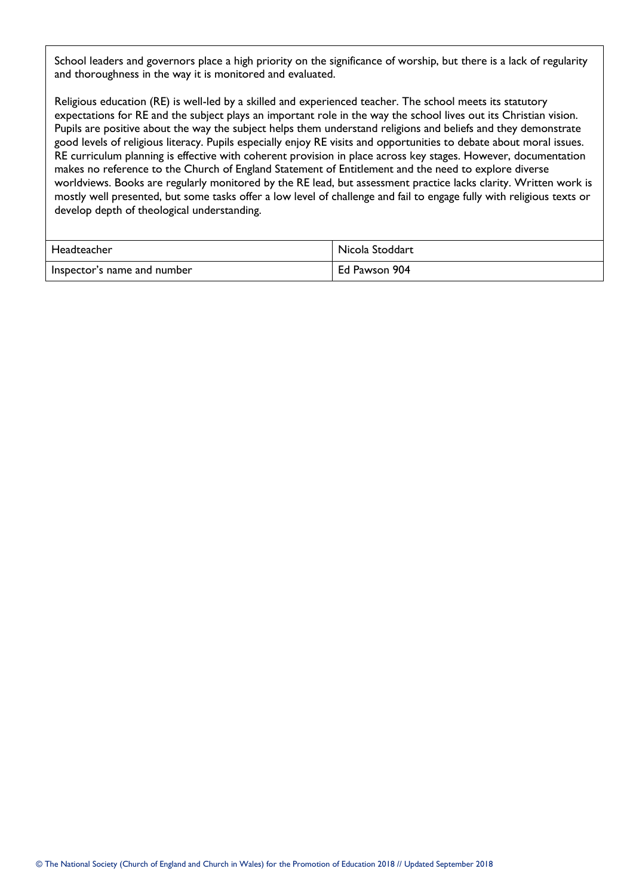School leaders and governors place a high priority on the significance of worship, but there is a lack of regularity and thoroughness in the way it is monitored and evaluated.

Religious education (RE) is well-led by a skilled and experienced teacher. The school meets its statutory expectations for RE and the subject plays an important role in the way the school lives out its Christian vision. Pupils are positive about the way the subject helps them understand religions and beliefs and they demonstrate good levels of religious literacy. Pupils especially enjoy RE visits and opportunities to debate about moral issues. RE curriculum planning is effective with coherent provision in place across key stages. However, documentation makes no reference to the Church of England Statement of Entitlement and the need to explore diverse worldviews. Books are regularly monitored by the RE lead, but assessment practice lacks clarity. Written work is mostly well presented, but some tasks offer a low level of challenge and fail to engage fully with religious texts or develop depth of theological understanding.

| | |
|---|---|
| Headteacher | Nicola Stoddart |
| Inspector's name and number | Ed Pawson 904 |